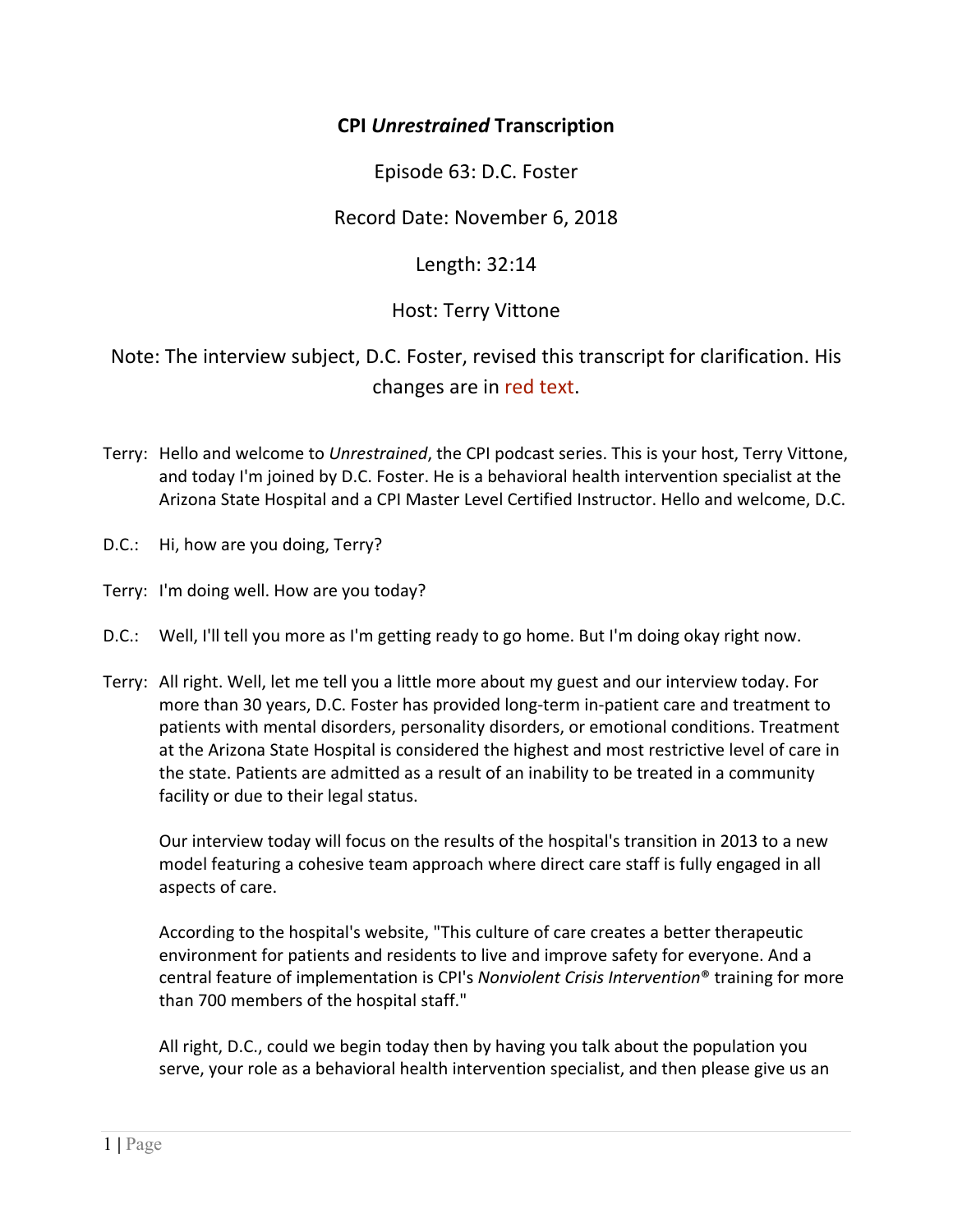# CPI *Unrestrained* Transcription

Episode 63: D.C. Foster

Record Date: November 6, 2018

Length: 32:14

Host: Terry Vittone

Note: The interview subject, D.C. Foster, revised this transcript for clarification. His changes are in red text.

Terry: Hello and welcome to *Unrestrained*, the CPI podcast series. This is your host, Terry Vittone, and today I'm joined by D.C. Foster. He is a behavioral health intervention specialist at the Arizona State Hospital and a CPI Master Level Certified Instructor. Hello and welcome, D.C.

D.C.: Hi, how are you doing, Terry?

Terry: I'm doing well. How are you today?

D.C.: Well, I'll tell you more as I'm getting ready to go home. But I'm doing okay right now.

Terry: All right. Well, let me tell you a little more about my guest and our interview today. For more than 30 years, D.C. Foster has provided long-term in-patient care and treatment to patients with mental disorders, personality disorders, or emotional conditions. Treatment at the Arizona State Hospital is considered the highest and most restrictive level of care in the state. Patients are admitted as a result of an inability to be treated in a community facility or due to their legal status.

Our interview today will focus on the results of the hospital's transition in 2013 to a new model featuring a cohesive team approach where direct care staff is fully engaged in all aspects of care.

According to the hospital's website, "This culture of care creates a better therapeutic environment for patients and residents to live and improve safety for everyone. And a central feature of implementation is CPI's *Nonviolent Crisis Intervention*® training for more than 700 members of the hospital staff."

All right, D.C., could we begin today then by having you talk about the population you serve, your role as a behavioral health intervention specialist, and then please give us an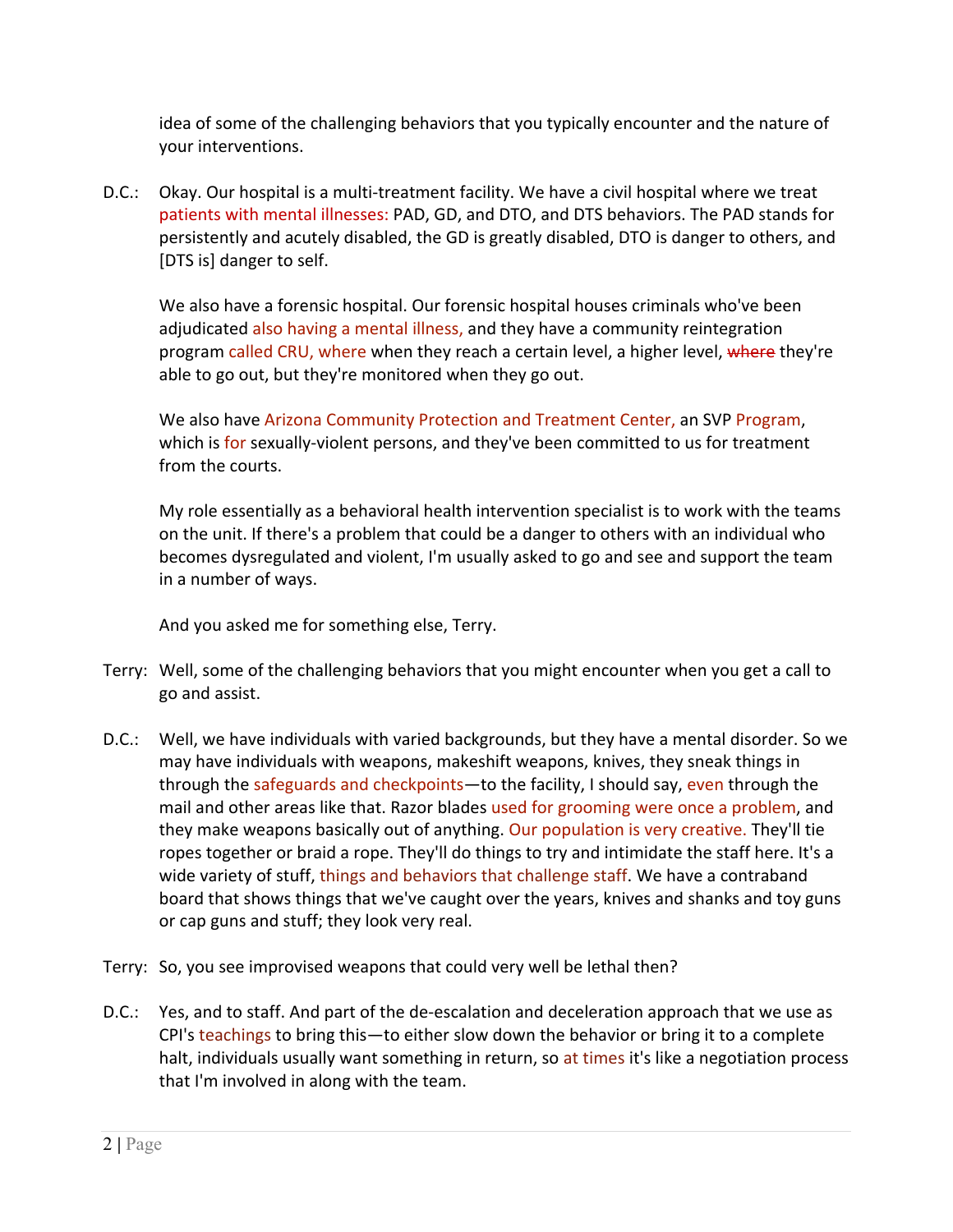idea of some of the challenging behaviors that you typically encounter and the nature of your interventions.

D.C.: Okay. Our hospital is a multi-treatment facility. We have a civil hospital where we treat patients with mental illnesses: PAD, GD, and DTO, and DTS behaviors. The PAD stands for persistently and acutely disabled, the GD is greatly disabled, DTO is danger to others, and [DTS is] danger to self.

We also have a forensic hospital. Our forensic hospital houses criminals who've been adjudicated also having a mental illness, and they have a community reintegration program called CRU, where when they reach a certain level, a higher level, ~~where~~ they're able to go out, but they're monitored when they go out.

We also have Arizona Community Protection and Treatment Center, an SVP Program, which is for sexually-violent persons, and they've been committed to us for treatment from the courts.

My role essentially as a behavioral health intervention specialist is to work with the teams on the unit. If there's a problem that could be a danger to others with an individual who becomes dysregulated and violent, I'm usually asked to go and see and support the team in a number of ways.

And you asked me for something else, Terry.

Terry: Well, some of the challenging behaviors that you might encounter when you get a call to go and assist.

D.C.: Well, we have individuals with varied backgrounds, but they have a mental disorder. So we may have individuals with weapons, makeshift weapons, knives, they sneak things in through the safeguards and checkpoints—to the facility, I should say, even through the mail and other areas like that. Razor blades used for grooming were once a problem, and they make weapons basically out of anything. Our population is very creative. They'll tie ropes together or braid a rope. They'll do things to try and intimidate the staff here. It's a wide variety of stuff, things and behaviors that challenge staff. We have a contraband board that shows things that we've caught over the years, knives and shanks and toy guns or cap guns and stuff; they look very real.

Terry: So, you see improvised weapons that could very well be lethal then?

D.C.: Yes, and to staff. And part of the de-escalation and deceleration approach that we use as CPI's teachings to bring this—to either slow down the behavior or bring it to a complete halt, individuals usually want something in return, so at times it's like a negotiation process that I'm involved in along with the team.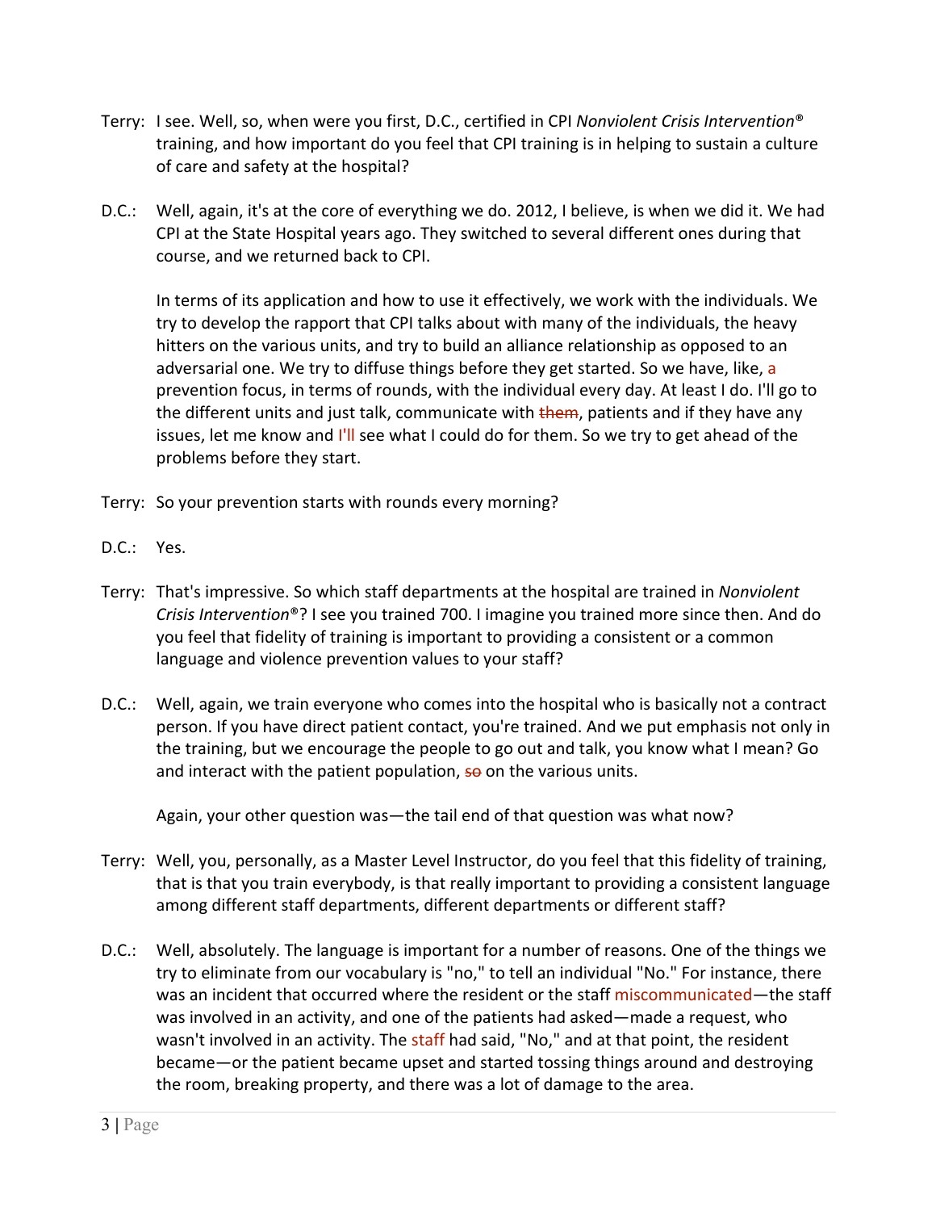Terry: I see. Well, so, when were you first, D.C., certified in CPI *Nonviolent Crisis Intervention*® training, and how important do you feel that CPI training is in helping to sustain a culture of care and safety at the hospital?

D.C.: Well, again, it's at the core of everything we do. 2012, I believe, is when we did it. We had CPI at the State Hospital years ago. They switched to several different ones during that course, and we returned back to CPI.

In terms of its application and how to use it effectively, we work with the individuals. We try to develop the rapport that CPI talks about with many of the individuals, the heavy hitters on the various units, and try to build an alliance relationship as opposed to an adversarial one. We try to diffuse things before they get started. So we have, like, a prevention focus, in terms of rounds, with the individual every day. At least I do. I'll go to the different units and just talk, communicate with ~~them~~, patients and if they have any issues, let me know and I'll see what I could do for them. So we try to get ahead of the problems before they start.

Terry: So your prevention starts with rounds every morning?

D.C.: Yes.

Terry: That's impressive. So which staff departments at the hospital are trained in *Nonviolent Crisis Intervention*®? I see you trained 700. I imagine you trained more since then. And do you feel that fidelity of training is important to providing a consistent or a common language and violence prevention values to your staff?

D.C.: Well, again, we train everyone who comes into the hospital who is basically not a contract person. If you have direct patient contact, you're trained. And we put emphasis not only in the training, but we encourage the people to go out and talk, you know what I mean? Go and interact with the patient population, ~~so~~ on the various units.

Again, your other question was—the tail end of that question was what now?

Terry: Well, you, personally, as a Master Level Instructor, do you feel that this fidelity of training, that is that you train everybody, is that really important to providing a consistent language among different staff departments, different departments or different staff?

D.C.: Well, absolutely. The language is important for a number of reasons. One of the things we try to eliminate from our vocabulary is "no," to tell an individual "No." For instance, there was an incident that occurred where the resident or the staff miscommunicated—the staff was involved in an activity, and one of the patients had asked—made a request, who wasn't involved in an activity. The staff had said, "No," and at that point, the resident became—or the patient became upset and started tossing things around and destroying the room, breaking property, and there was a lot of damage to the area.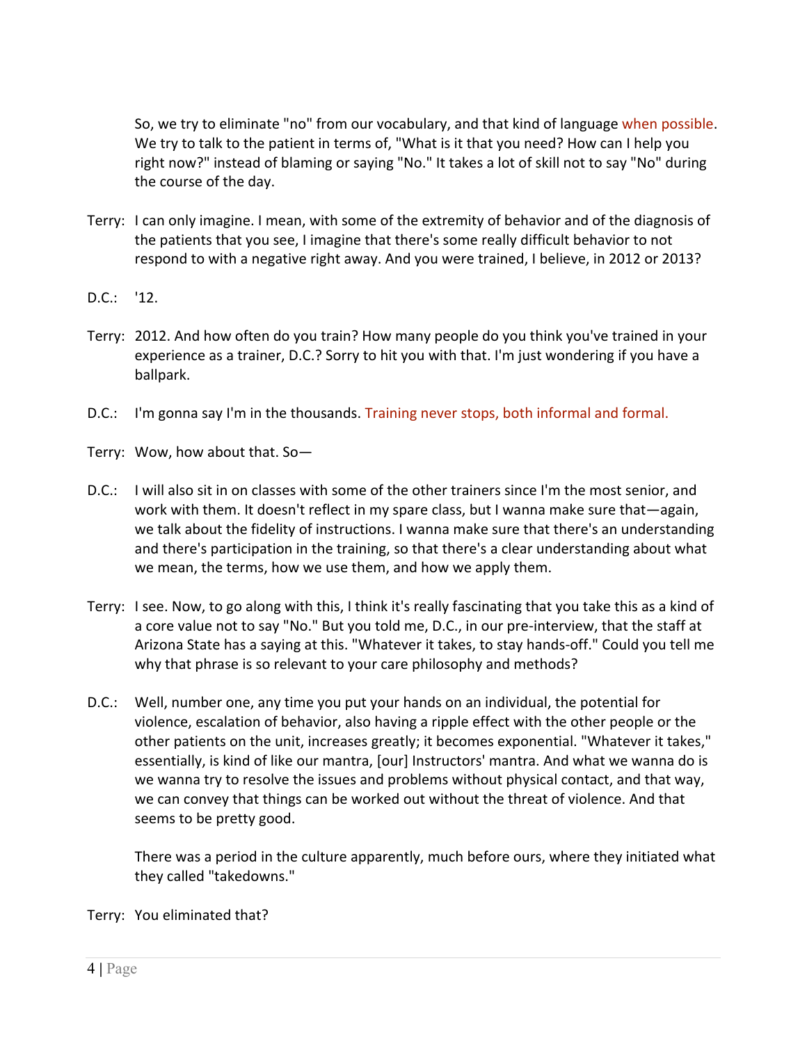So, we try to eliminate "no" from our vocabulary, and that kind of language when possible. We try to talk to the patient in terms of, "What is it that you need? How can I help you right now?" instead of blaming or saying "No." It takes a lot of skill not to say "No" during the course of the day.

Terry: I can only imagine. I mean, with some of the extremity of behavior and of the diagnosis of the patients that you see, I imagine that there's some really difficult behavior to not respond to with a negative right away. And you were trained, I believe, in 2012 or 2013?

D.C.: '12.

Terry: 2012. And how often do you train? How many people do you think you've trained in your experience as a trainer, D.C.? Sorry to hit you with that. I'm just wondering if you have a ballpark.

D.C.: I'm gonna say I'm in the thousands. Training never stops, both informal and formal.

Terry: Wow, how about that. So—

D.C.: I will also sit in on classes with some of the other trainers since I'm the most senior, and work with them. It doesn't reflect in my spare class, but I wanna make sure that—again, we talk about the fidelity of instructions. I wanna make sure that there's an understanding and there's participation in the training, so that there's a clear understanding about what we mean, the terms, how we use them, and how we apply them.

Terry: I see. Now, to go along with this, I think it's really fascinating that you take this as a kind of a core value not to say "No." But you told me, D.C., in our pre-interview, that the staff at Arizona State has a saying at this. "Whatever it takes, to stay hands-off." Could you tell me why that phrase is so relevant to your care philosophy and methods?

D.C.: Well, number one, any time you put your hands on an individual, the potential for violence, escalation of behavior, also having a ripple effect with the other people or the other patients on the unit, increases greatly; it becomes exponential. "Whatever it takes," essentially, is kind of like our mantra, [our] Instructors' mantra. And what we wanna do is we wanna try to resolve the issues and problems without physical contact, and that way, we can convey that things can be worked out without the threat of violence. And that seems to be pretty good.

There was a period in the culture apparently, much before ours, where they initiated what they called "takedowns."

Terry: You eliminated that?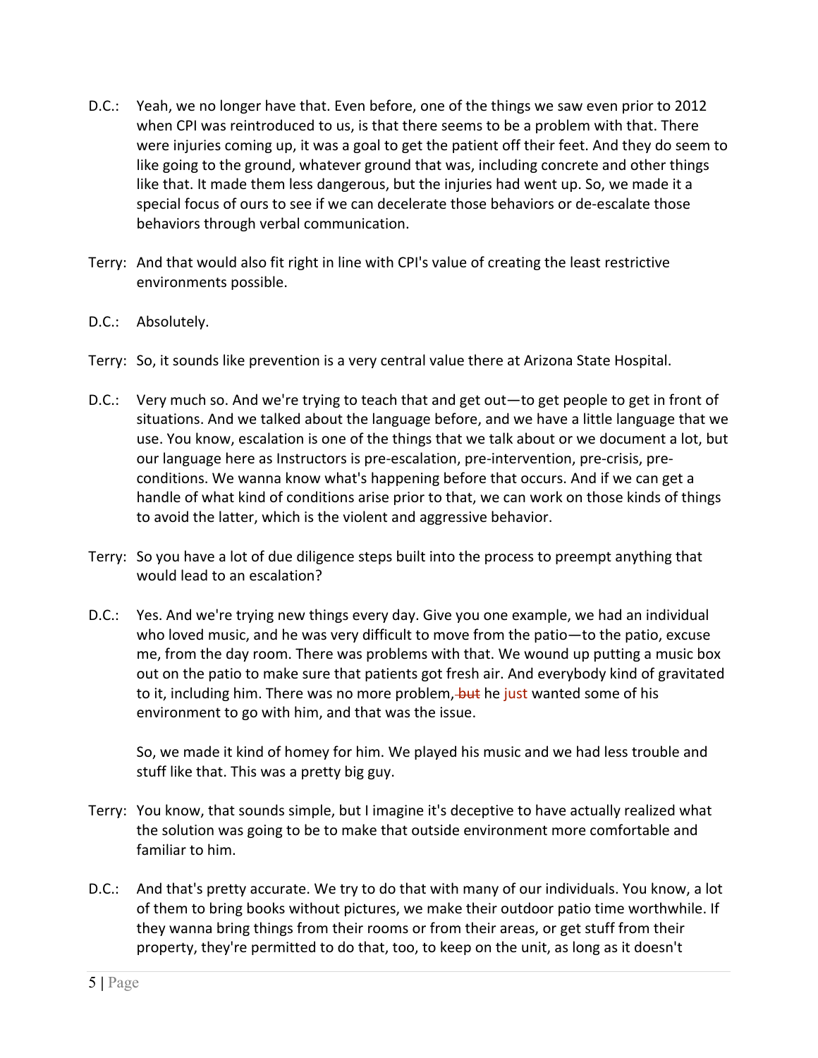D.C.: Yeah, we no longer have that. Even before, one of the things we saw even prior to 2012 when CPI was reintroduced to us, is that there seems to be a problem with that. There were injuries coming up, it was a goal to get the patient off their feet. And they do seem to like going to the ground, whatever ground that was, including concrete and other things like that. It made them less dangerous, but the injuries had went up. So, we made it a special focus of ours to see if we can decelerate those behaviors or de-escalate those behaviors through verbal communication.

Terry: And that would also fit right in line with CPI's value of creating the least restrictive environments possible.

D.C.: Absolutely.

Terry: So, it sounds like prevention is a very central value there at Arizona State Hospital.

D.C.: Very much so. And we're trying to teach that and get out—to get people to get in front of situations. And we talked about the language before, and we have a little language that we use. You know, escalation is one of the things that we talk about or we document a lot, but our language here as Instructors is pre-escalation, pre-intervention, pre-crisis, pre-conditions. We wanna know what's happening before that occurs. And if we can get a handle of what kind of conditions arise prior to that, we can work on those kinds of things to avoid the latter, which is the violent and aggressive behavior.

Terry: So you have a lot of due diligence steps built into the process to preempt anything that would lead to an escalation?

D.C.: Yes. And we're trying new things every day. Give you one example, we had an individual who loved music, and he was very difficult to move from the patio—to the patio, excuse me, from the day room. There was problems with that. We wound up putting a music box out on the patio to make sure that patients got fresh air. And everybody kind of gravitated to it, including him. There was no more problem, ~~but~~ he just wanted some of his environment to go with him, and that was the issue.

So, we made it kind of homey for him. We played his music and we had less trouble and stuff like that. This was a pretty big guy.

Terry: You know, that sounds simple, but I imagine it's deceptive to have actually realized what the solution was going to be to make that outside environment more comfortable and familiar to him.

D.C.: And that's pretty accurate. We try to do that with many of our individuals. You know, a lot of them to bring books without pictures, we make their outdoor patio time worthwhile. If they wanna bring things from their rooms or from their areas, or get stuff from their property, they're permitted to do that, too, to keep on the unit, as long as it doesn't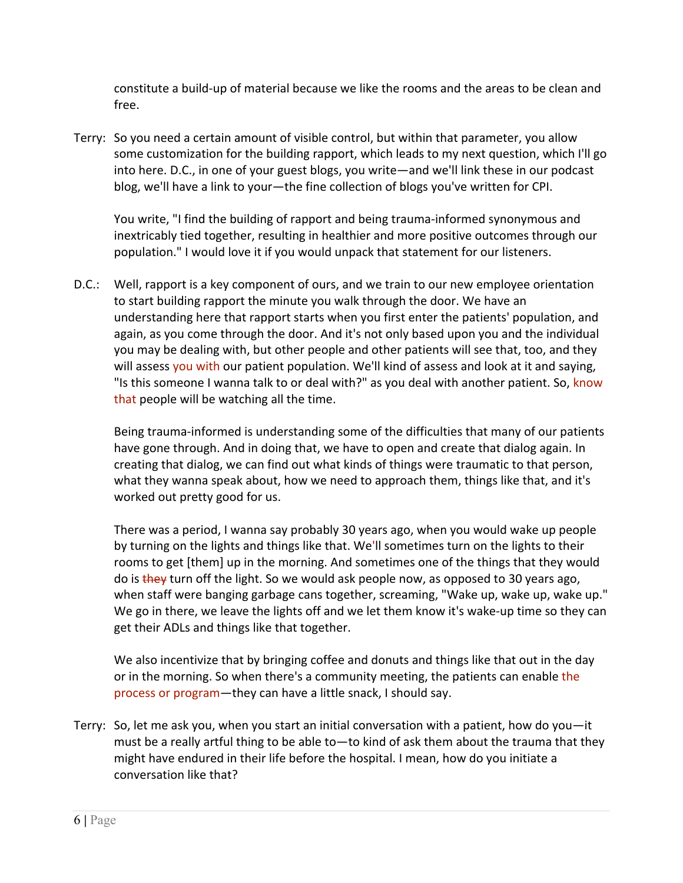constitute a build-up of material because we like the rooms and the areas to be clean and free.

Terry: So you need a certain amount of visible control, but within that parameter, you allow some customization for the building rapport, which leads to my next question, which I'll go into here. D.C., in one of your guest blogs, you write—and we'll link these in our podcast blog, we'll have a link to your—the fine collection of blogs you've written for CPI.

You write, "I find the building of rapport and being trauma-informed synonymous and inextricably tied together, resulting in healthier and more positive outcomes through our population." I would love it if you would unpack that statement for our listeners.

D.C.: Well, rapport is a key component of ours, and we train to our new employee orientation to start building rapport the minute you walk through the door. We have an understanding here that rapport starts when you first enter the patients' population, and again, as you come through the door. And it's not only based upon you and the individual you may be dealing with, but other people and other patients will see that, too, and they will assess you with our patient population. We'll kind of assess and look at it and saying, "Is this someone I wanna talk to or deal with?" as you deal with another patient. So, know that people will be watching all the time.

Being trauma-informed is understanding some of the difficulties that many of our patients have gone through. And in doing that, we have to open and create that dialog again. In creating that dialog, we can find out what kinds of things were traumatic to that person, what they wanna speak about, how we need to approach them, things like that, and it's worked out pretty good for us.

There was a period, I wanna say probably 30 years ago, when you would wake up people by turning on the lights and things like that. We'll sometimes turn on the lights to their rooms to get [them] up in the morning. And sometimes one of the things that they would do is ~~they~~ turn off the light. So we would ask people now, as opposed to 30 years ago, when staff were banging garbage cans together, screaming, "Wake up, wake up, wake up." We go in there, we leave the lights off and we let them know it's wake-up time so they can get their ADLs and things like that together.

We also incentivize that by bringing coffee and donuts and things like that out in the day or in the morning. So when there's a community meeting, the patients can enable the process or program—they can have a little snack, I should say.

Terry: So, let me ask you, when you start an initial conversation with a patient, how do you—it must be a really artful thing to be able to—to kind of ask them about the trauma that they might have endured in their life before the hospital. I mean, how do you initiate a conversation like that?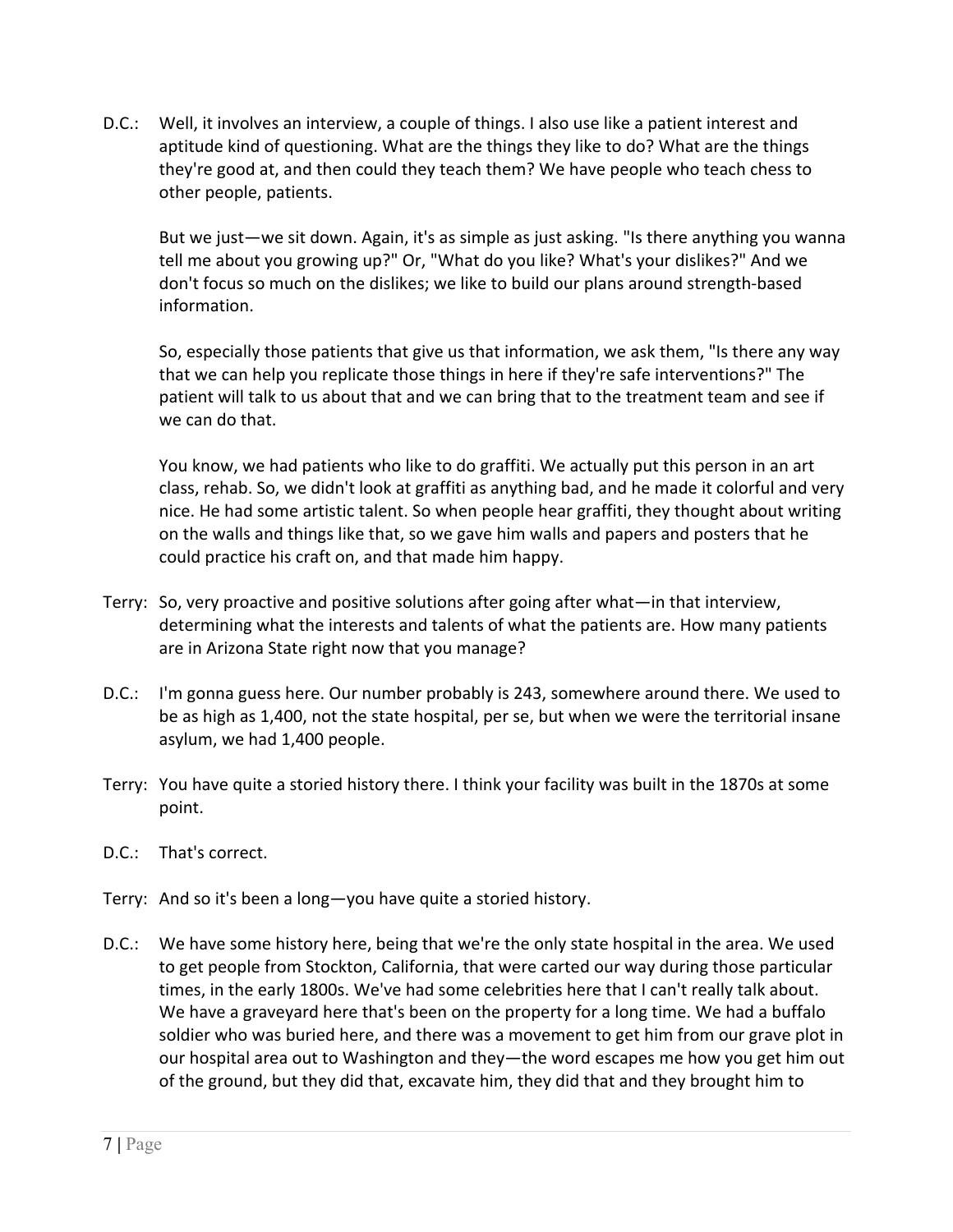D.C.: Well, it involves an interview, a couple of things. I also use like a patient interest and aptitude kind of questioning. What are the things they like to do? What are the things they're good at, and then could they teach them? We have people who teach chess to other people, patients.

But we just—we sit down. Again, it's as simple as just asking. "Is there anything you wanna tell me about you growing up?" Or, "What do you like? What's your dislikes?" And we don't focus so much on the dislikes; we like to build our plans around strength-based information.

So, especially those patients that give us that information, we ask them, "Is there any way that we can help you replicate those things in here if they're safe interventions?" The patient will talk to us about that and we can bring that to the treatment team and see if we can do that.

You know, we had patients who like to do graffiti. We actually put this person in an art class, rehab. So, we didn't look at graffiti as anything bad, and he made it colorful and very nice. He had some artistic talent. So when people hear graffiti, they thought about writing on the walls and things like that, so we gave him walls and papers and posters that he could practice his craft on, and that made him happy.

Terry: So, very proactive and positive solutions after going after what—in that interview, determining what the interests and talents of what the patients are. How many patients are in Arizona State right now that you manage?

D.C.: I'm gonna guess here. Our number probably is 243, somewhere around there. We used to be as high as 1,400, not the state hospital, per se, but when we were the territorial insane asylum, we had 1,400 people.

Terry: You have quite a storied history there. I think your facility was built in the 1870s at some point.

D.C.: That's correct.

Terry: And so it's been a long—you have quite a storied history.

D.C.: We have some history here, being that we're the only state hospital in the area. We used to get people from Stockton, California, that were carted our way during those particular times, in the early 1800s. We've had some celebrities here that I can't really talk about. We have a graveyard here that's been on the property for a long time. We had a buffalo soldier who was buried here, and there was a movement to get him from our grave plot in our hospital area out to Washington and they—the word escapes me how you get him out of the ground, but they did that, excavate him, they did that and they brought him to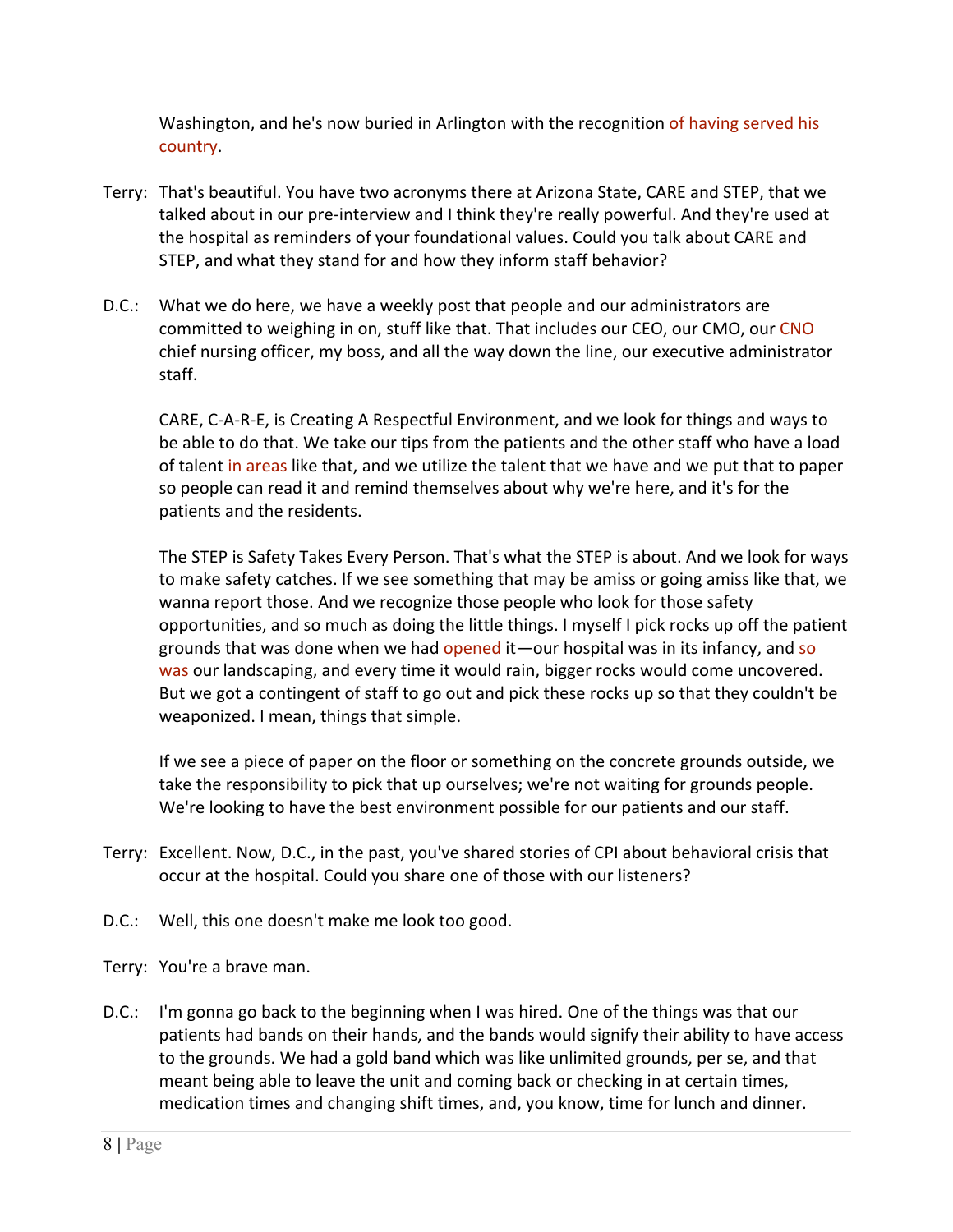Washington, and he's now buried in Arlington with the recognition of having served his country.

Terry: That's beautiful. You have two acronyms there at Arizona State, CARE and STEP, that we talked about in our pre-interview and I think they're really powerful. And they're used at the hospital as reminders of your foundational values. Could you talk about CARE and STEP, and what they stand for and how they inform staff behavior?

D.C.: What we do here, we have a weekly post that people and our administrators are committed to weighing in on, stuff like that. That includes our CEO, our CMO, our CNO chief nursing officer, my boss, and all the way down the line, our executive administrator staff.

CARE, C-A-R-E, is Creating A Respectful Environment, and we look for things and ways to be able to do that. We take our tips from the patients and the other staff who have a load of talent in areas like that, and we utilize the talent that we have and we put that to paper so people can read it and remind themselves about why we're here, and it's for the patients and the residents.

The STEP is Safety Takes Every Person. That's what the STEP is about. And we look for ways to make safety catches. If we see something that may be amiss or going amiss like that, we wanna report those. And we recognize those people who look for those safety opportunities, and so much as doing the little things. I myself I pick rocks up off the patient grounds that was done when we had opened it—our hospital was in its infancy, and so was our landscaping, and every time it would rain, bigger rocks would come uncovered. But we got a contingent of staff to go out and pick these rocks up so that they couldn't be weaponized. I mean, things that simple.

If we see a piece of paper on the floor or something on the concrete grounds outside, we take the responsibility to pick that up ourselves; we're not waiting for grounds people. We're looking to have the best environment possible for our patients and our staff.

Terry: Excellent. Now, D.C., in the past, you've shared stories of CPI about behavioral crisis that occur at the hospital. Could you share one of those with our listeners?

D.C.: Well, this one doesn't make me look too good.

Terry: You're a brave man.

D.C.: I'm gonna go back to the beginning when I was hired. One of the things was that our patients had bands on their hands, and the bands would signify their ability to have access to the grounds. We had a gold band which was like unlimited grounds, per se, and that meant being able to leave the unit and coming back or checking in at certain times, medication times and changing shift times, and, you know, time for lunch and dinner.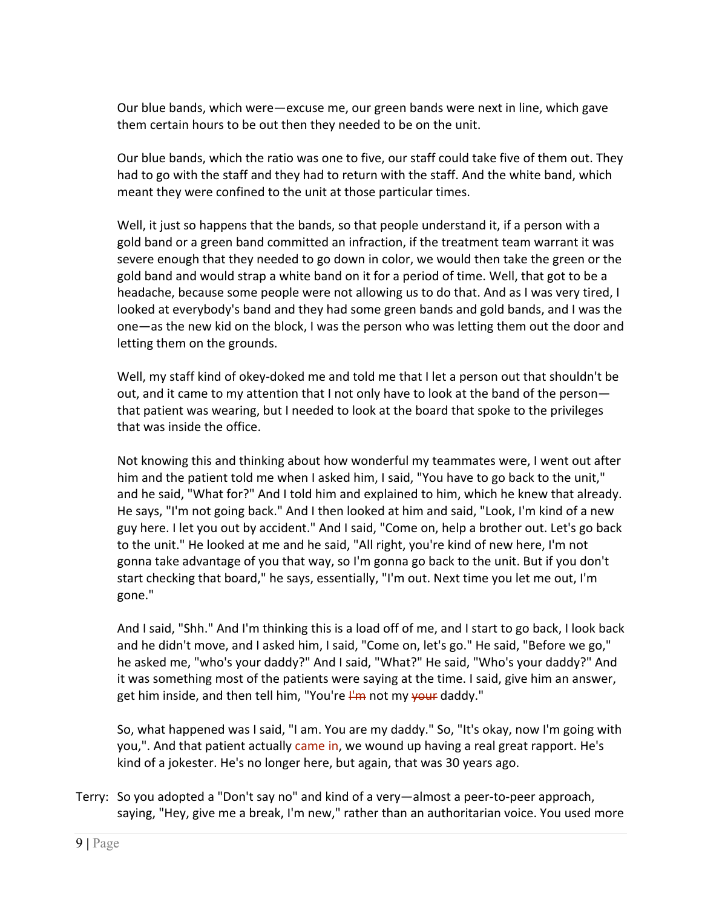Our blue bands, which were—excuse me, our green bands were next in line, which gave them certain hours to be out then they needed to be on the unit.

Our blue bands, which the ratio was one to five, our staff could take five of them out. They had to go with the staff and they had to return with the staff. And the white band, which meant they were confined to the unit at those particular times.

Well, it just so happens that the bands, so that people understand it, if a person with a gold band or a green band committed an infraction, if the treatment team warrant it was severe enough that they needed to go down in color, we would then take the green or the gold band and would strap a white band on it for a period of time. Well, that got to be a headache, because some people were not allowing us to do that. And as I was very tired, I looked at everybody's band and they had some green bands and gold bands, and I was the one—as the new kid on the block, I was the person who was letting them out the door and letting them on the grounds.

Well, my staff kind of okey-doked me and told me that I let a person out that shouldn't be out, and it came to my attention that I not only have to look at the band of the person—that patient was wearing, but I needed to look at the board that spoke to the privileges that was inside the office.

Not knowing this and thinking about how wonderful my teammates were, I went out after him and the patient told me when I asked him, I said, "You have to go back to the unit," and he said, "What for?" And I told him and explained to him, which he knew that already. He says, "I'm not going back." And I then looked at him and said, "Look, I'm kind of a new guy here. I let you out by accident." And I said, "Come on, help a brother out. Let's go back to the unit." He looked at me and he said, "All right, you're kind of new here, I'm not gonna take advantage of you that way, so I'm gonna go back to the unit. But if you don't start checking that board," he says, essentially, "I'm out. Next time you let me out, I'm gone."

And I said, "Shh." And I'm thinking this is a load off of me, and I start to go back, I look back and he didn't move, and I asked him, I said, "Come on, let's go." He said, "Before we go," he asked me, "who's your daddy?" And I said, "What?" He said, "Who's your daddy?" And it was something most of the patients were saying at the time. I said, give him an answer, get him inside, and then tell him, "You're ~~I'm~~ not my ~~your~~ daddy."

So, what happened was I said, "I am. You are my daddy." So, "It's okay, now I'm going with you,". And that patient actually came in, we wound up having a real great rapport. He's kind of a jokester. He's no longer here, but again, that was 30 years ago.

Terry: So you adopted a "Don't say no" and kind of a very—almost a peer-to-peer approach, saying, "Hey, give me a break, I'm new," rather than an authoritarian voice. You used more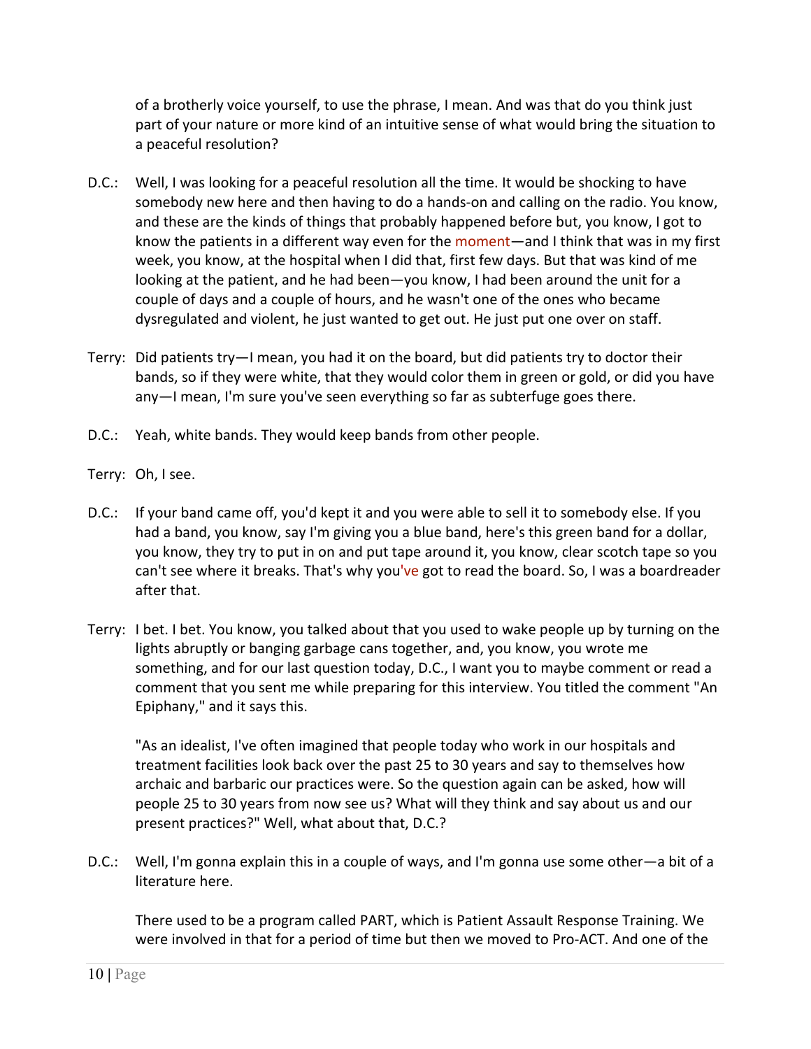of a brotherly voice yourself, to use the phrase, I mean. And was that do you think just part of your nature or more kind of an intuitive sense of what would bring the situation to a peaceful resolution?

D.C.: Well, I was looking for a peaceful resolution all the time. It would be shocking to have somebody new here and then having to do a hands-on and calling on the radio. You know, and these are the kinds of things that probably happened before but, you know, I got to know the patients in a different way even for the moment—and I think that was in my first week, you know, at the hospital when I did that, first few days. But that was kind of me looking at the patient, and he had been—you know, I had been around the unit for a couple of days and a couple of hours, and he wasn't one of the ones who became dysregulated and violent, he just wanted to get out. He just put one over on staff.

Terry: Did patients try—I mean, you had it on the board, but did patients try to doctor their bands, so if they were white, that they would color them in green or gold, or did you have any—I mean, I'm sure you've seen everything so far as subterfuge goes there.

D.C.: Yeah, white bands. They would keep bands from other people.

Terry: Oh, I see.

D.C.: If your band came off, you'd kept it and you were able to sell it to somebody else. If you had a band, you know, say I'm giving you a blue band, here's this green band for a dollar, you know, they try to put in on and put tape around it, you know, clear scotch tape so you can't see where it breaks. That's why you've got to read the board. So, I was a boardreader after that.

Terry: I bet. I bet. You know, you talked about that you used to wake people up by turning on the lights abruptly or banging garbage cans together, and, you know, you wrote me something, and for our last question today, D.C., I want you to maybe comment or read a comment that you sent me while preparing for this interview. You titled the comment "An Epiphany," and it says this.

"As an idealist, I've often imagined that people today who work in our hospitals and treatment facilities look back over the past 25 to 30 years and say to themselves how archaic and barbaric our practices were. So the question again can be asked, how will people 25 to 30 years from now see us? What will they think and say about us and our present practices?" Well, what about that, D.C.?

D.C.: Well, I'm gonna explain this in a couple of ways, and I'm gonna use some other—a bit of a literature here.

There used to be a program called PART, which is Patient Assault Response Training. We were involved in that for a period of time but then we moved to Pro-ACT. And one of the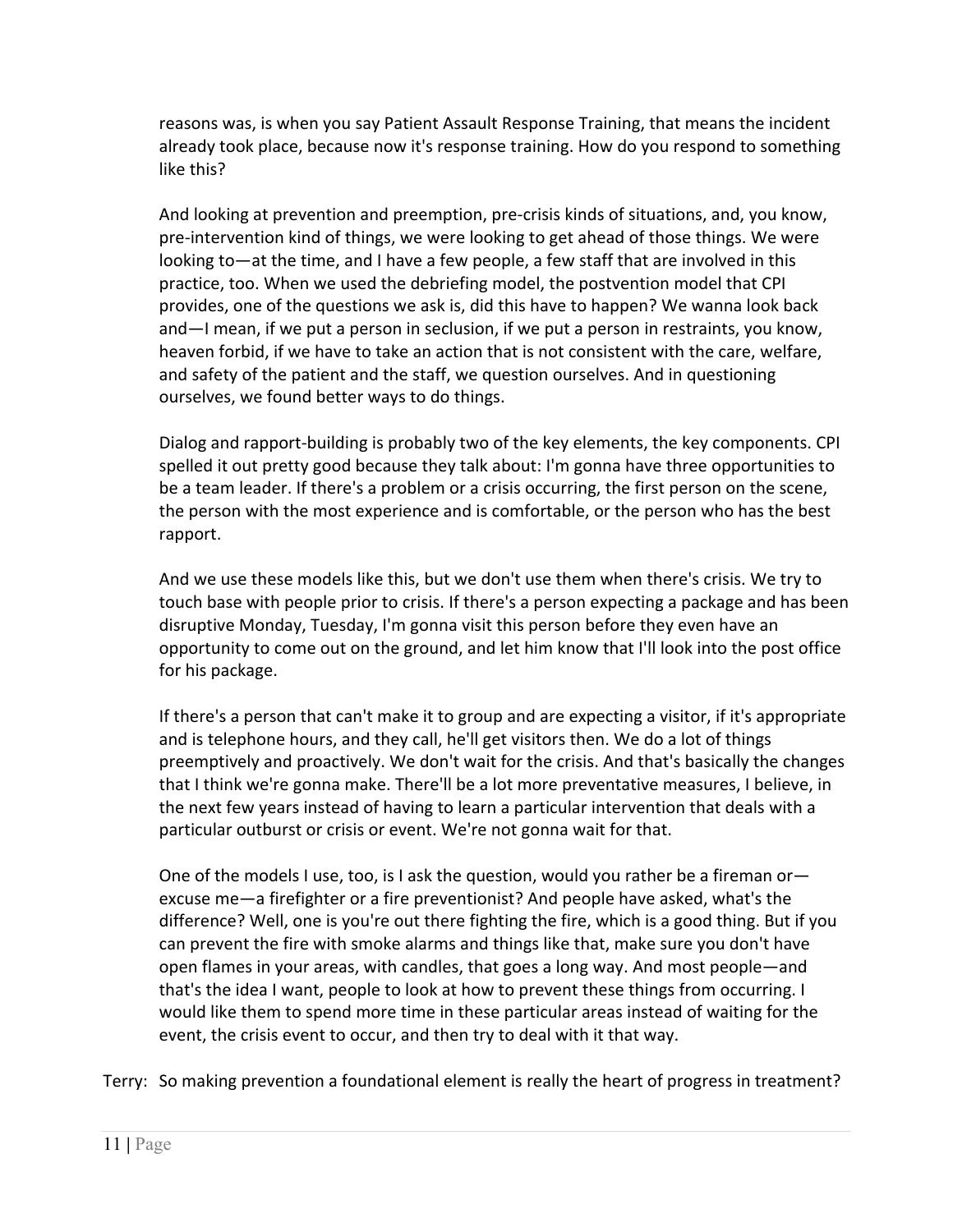reasons was, is when you say Patient Assault Response Training, that means the incident already took place, because now it's response training. How do you respond to something like this?

And looking at prevention and preemption, pre-crisis kinds of situations, and, you know, pre-intervention kind of things, we were looking to get ahead of those things. We were looking to—at the time, and I have a few people, a few staff that are involved in this practice, too. When we used the debriefing model, the postvention model that CPI provides, one of the questions we ask is, did this have to happen? We wanna look back and—I mean, if we put a person in seclusion, if we put a person in restraints, you know, heaven forbid, if we have to take an action that is not consistent with the care, welfare, and safety of the patient and the staff, we question ourselves. And in questioning ourselves, we found better ways to do things.

Dialog and rapport-building is probably two of the key elements, the key components. CPI spelled it out pretty good because they talk about: I'm gonna have three opportunities to be a team leader. If there's a problem or a crisis occurring, the first person on the scene, the person with the most experience and is comfortable, or the person who has the best rapport.

And we use these models like this, but we don't use them when there's crisis. We try to touch base with people prior to crisis. If there's a person expecting a package and has been disruptive Monday, Tuesday, I'm gonna visit this person before they even have an opportunity to come out on the ground, and let him know that I'll look into the post office for his package.

If there's a person that can't make it to group and are expecting a visitor, if it's appropriate and is telephone hours, and they call, he'll get visitors then. We do a lot of things preemptively and proactively. We don't wait for the crisis. And that's basically the changes that I think we're gonna make. There'll be a lot more preventative measures, I believe, in the next few years instead of having to learn a particular intervention that deals with a particular outburst or crisis or event. We're not gonna wait for that.

One of the models I use, too, is I ask the question, would you rather be a fireman or—excuse me—a firefighter or a fire preventionist? And people have asked, what's the difference? Well, one is you're out there fighting the fire, which is a good thing. But if you can prevent the fire with smoke alarms and things like that, make sure you don't have open flames in your areas, with candles, that goes a long way. And most people—and that's the idea I want, people to look at how to prevent these things from occurring. I would like them to spend more time in these particular areas instead of waiting for the event, the crisis event to occur, and then try to deal with it that way.

Terry: So making prevention a foundational element is really the heart of progress in treatment?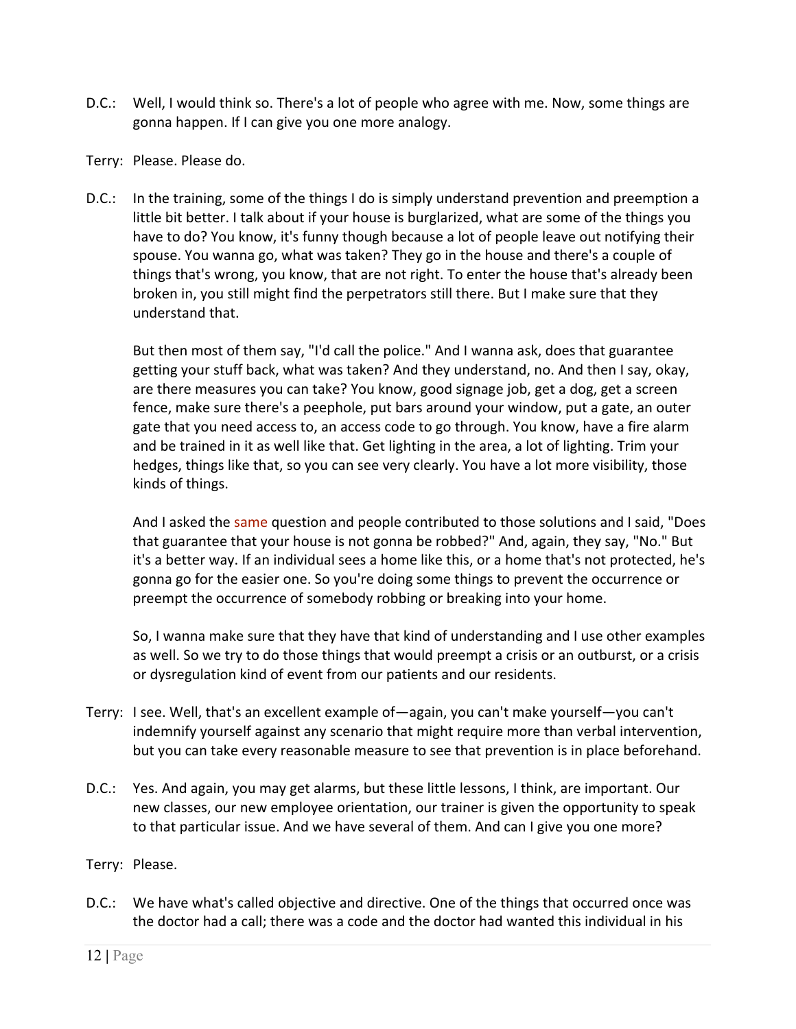D.C.: Well, I would think so. There's a lot of people who agree with me. Now, some things are gonna happen. If I can give you one more analogy.

Terry: Please. Please do.

D.C.: In the training, some of the things I do is simply understand prevention and preemption a little bit better. I talk about if your house is burglarized, what are some of the things you have to do? You know, it's funny though because a lot of people leave out notifying their spouse. You wanna go, what was taken? They go in the house and there's a couple of things that's wrong, you know, that are not right. To enter the house that's already been broken in, you still might find the perpetrators still there. But I make sure that they understand that.

But then most of them say, "I'd call the police." And I wanna ask, does that guarantee getting your stuff back, what was taken? And they understand, no. And then I say, okay, are there measures you can take? You know, good signage job, get a dog, get a screen fence, make sure there's a peephole, put bars around your window, put a gate, an outer gate that you need access to, an access code to go through. You know, have a fire alarm and be trained in it as well like that. Get lighting in the area, a lot of lighting. Trim your hedges, things like that, so you can see very clearly. You have a lot more visibility, those kinds of things.

And I asked the same question and people contributed to those solutions and I said, "Does that guarantee that your house is not gonna be robbed?" And, again, they say, "No." But it's a better way. If an individual sees a home like this, or a home that's not protected, he's gonna go for the easier one. So you're doing some things to prevent the occurrence or preempt the occurrence of somebody robbing or breaking into your home.

So, I wanna make sure that they have that kind of understanding and I use other examples as well. So we try to do those things that would preempt a crisis or an outburst, or a crisis or dysregulation kind of event from our patients and our residents.

Terry: I see. Well, that's an excellent example of—again, you can't make yourself—you can't indemnify yourself against any scenario that might require more than verbal intervention, but you can take every reasonable measure to see that prevention is in place beforehand.

D.C.: Yes. And again, you may get alarms, but these little lessons, I think, are important. Our new classes, our new employee orientation, our trainer is given the opportunity to speak to that particular issue. And we have several of them. And can I give you one more?

Terry: Please.

D.C.: We have what's called objective and directive. One of the things that occurred once was the doctor had a call; there was a code and the doctor had wanted this individual in his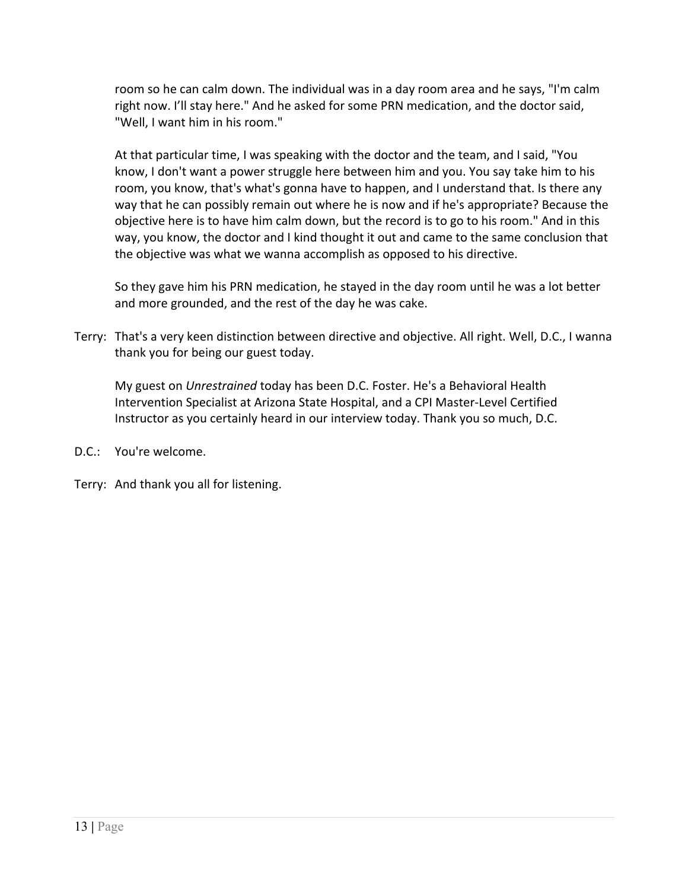room so he can calm down. The individual was in a day room area and he says, "I'm calm right now. I'll stay here." And he asked for some PRN medication, and the doctor said, "Well, I want him in his room."

At that particular time, I was speaking with the doctor and the team, and I said, "You know, I don't want a power struggle here between him and you. You say take him to his room, you know, that's what's gonna have to happen, and I understand that. Is there any way that he can possibly remain out where he is now and if he's appropriate? Because the objective here is to have him calm down, but the record is to go to his room." And in this way, you know, the doctor and I kind thought it out and came to the same conclusion that the objective was what we wanna accomplish as opposed to his directive.

So they gave him his PRN medication, he stayed in the day room until he was a lot better and more grounded, and the rest of the day he was cake.

Terry: That's a very keen distinction between directive and objective. All right. Well, D.C., I wanna thank you for being our guest today.

My guest on *Unrestrained* today has been D.C. Foster. He's a Behavioral Health Intervention Specialist at Arizona State Hospital, and a CPI Master-Level Certified Instructor as you certainly heard in our interview today. Thank you so much, D.C.

D.C.: You're welcome.

Terry: And thank you all for listening.